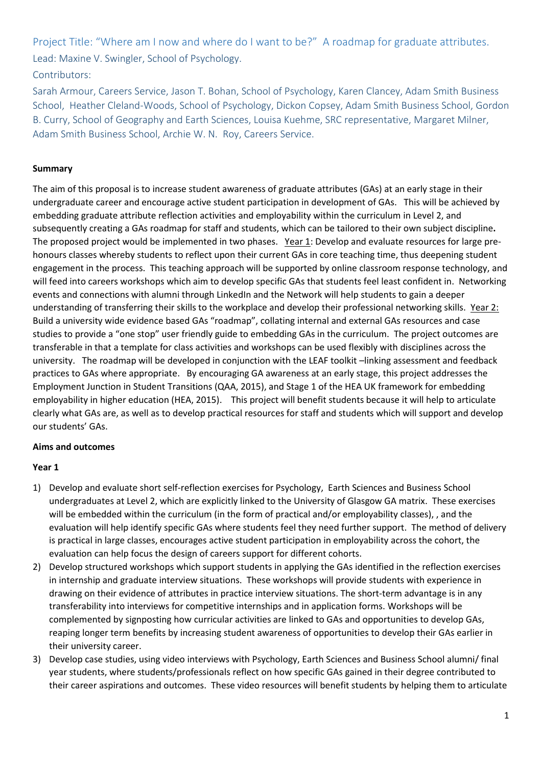Project Title: "Where am I now and where do I want to be?" A roadmap for graduate attributes.

Lead: Maxine V. Swingler, School of Psychology.

Contributors:

Sarah Armour, Careers Service, Jason T. Bohan, School of Psychology, Karen Clancey, Adam Smith Business School, Heather Cleland-Woods, School of Psychology, Dickon Copsey, Adam Smith Business School, Gordon B. Curry, School of Geography and Earth Sciences, Louisa Kuehme, SRC representative, Margaret Milner, Adam Smith Business School, Archie W. N. Roy, Careers Service.

**Summary**

The aim of this proposal is to increase student awareness of graduate attributes (GAs) at an early stage in their undergraduate career and encourage active student participation in development of GAs. This will be achieved by embedding graduate attribute reflection activities and employability within the curriculum in Level 2, and subsequently creating a GAs roadmap for staff and students, which can be tailored to their own subject discipline**.** The proposed project would be implemented in two phases. Year 1: Develop and evaluate resources for large pre-honours classes whereby students to reflect upon their current GAs in core teaching time, thus deepening student engagement in the process. This teaching approach will be supported by online classroom response technology, and will feed into careers workshops which aim to develop specific GAs that students feel least confident in. Networking events and connections with alumni through LinkedIn and the Network will help students to gain a deeper understanding of transferring their skills to the workplace and develop their professional networking skills. Year 2: Build a university wide evidence based GAs "roadmap", collating internal and external GAs resources and case studies to provide a "one stop" user friendly guide to embedding GAs in the curriculum. The project outcomes are transferable in that a template for class activities and workshops can be used flexibly with disciplines across the university. The roadmap will be developed in conjunction with the LEAF toolkit –linking assessment and feedback practices to GAs where appropriate. By encouraging GA awareness at an early stage, this project addresses the Employment Junction in Student Transitions (QAA, 2015), and Stage 1 of the HEA UK framework for embedding employability in higher education (HEA, 2015). This project will benefit students because it will help to articulate clearly what GAs are, as well as to develop practical resources for staff and students which will support and develop our students' GAs.

**Aims and outcomes**

**Year 1**

1) Develop and evaluate short self-reflection exercises for Psychology, Earth Sciences and Business School undergraduates at Level 2, which are explicitly linked to the University of Glasgow GA matrix. These exercises will be embedded within the curriculum (in the form of practical and/or employability classes), , and the evaluation will help identify specific GAs where students feel they need further support. The method of delivery is practical in large classes, encourages active student participation in employability across the cohort, the evaluation can help focus the design of careers support for different cohorts.
2) Develop structured workshops which support students in applying the GAs identified in the reflection exercises in internship and graduate interview situations. These workshops will provide students with experience in drawing on their evidence of attributes in practice interview situations. The short-term advantage is in any transferability into interviews for competitive internships and in application forms. Workshops will be complemented by signposting how curricular activities are linked to GAs and opportunities to develop GAs, reaping longer term benefits by increasing student awareness of opportunities to develop their GAs earlier in their university career.
3) Develop case studies, using video interviews with Psychology, Earth Sciences and Business School alumni/ final year students, where students/professionals reflect on how specific GAs gained in their degree contributed to their career aspirations and outcomes. These video resources will benefit students by helping them to articulate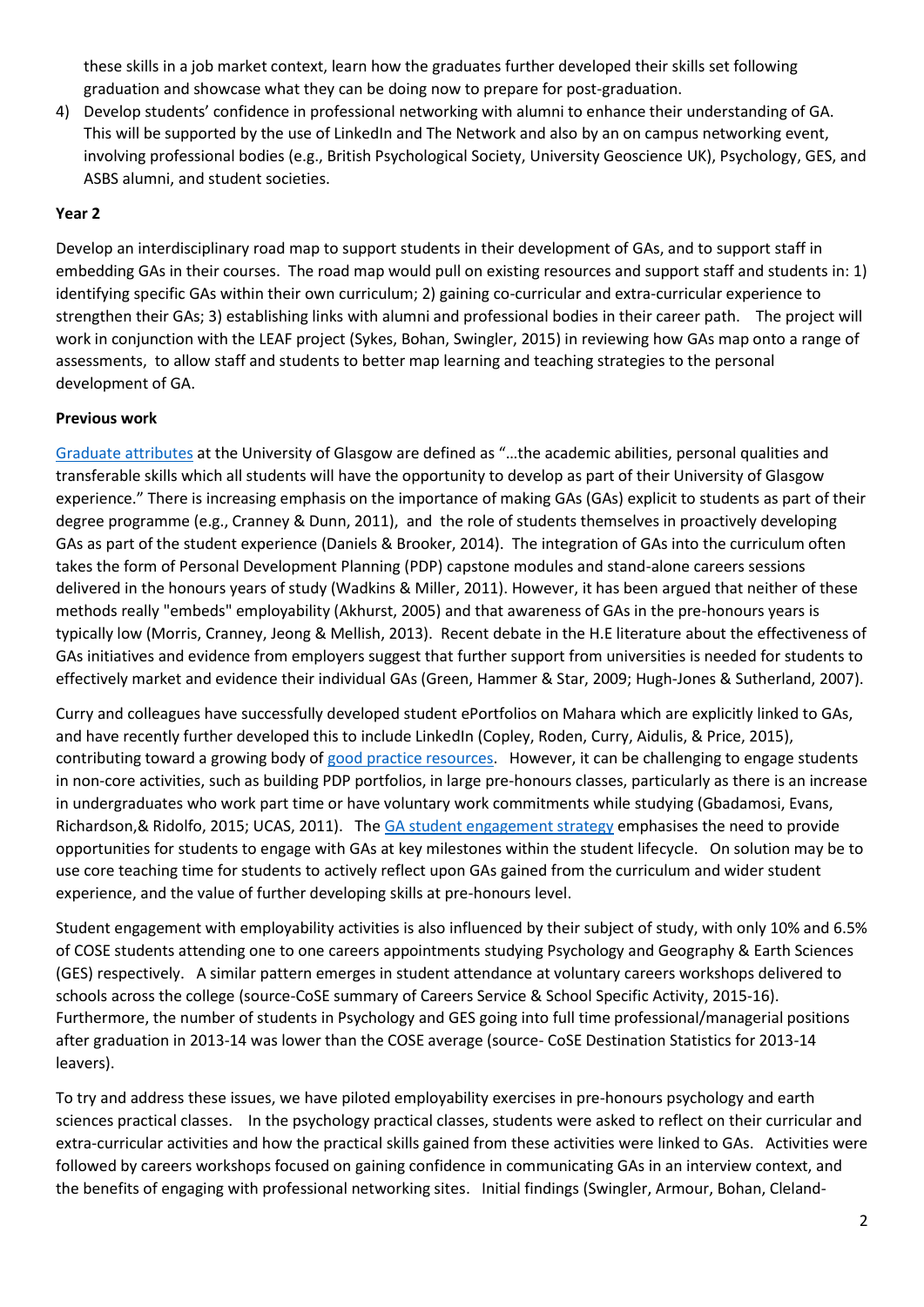these skills in a job market context, learn how the graduates further developed their skills set following graduation and showcase what they can be doing now to prepare for post-graduation.

4) Develop students' confidence in professional networking with alumni to enhance their understanding of GA. This will be supported by the use of LinkedIn and The Network and also by an on campus networking event, involving professional bodies (e.g., British Psychological Society, University Geoscience UK), Psychology, GES, and ASBS alumni, and student societies.

**Year 2**

Develop an interdisciplinary road map to support students in their development of GAs, and to support staff in embedding GAs in their courses. The road map would pull on existing resources and support staff and students in: 1) identifying specific GAs within their own curriculum; 2) gaining co-curricular and extra-curricular experience to strengthen their GAs; 3) establishing links with alumni and professional bodies in their career path. The project will work in conjunction with the LEAF project (Sykes, Bohan, Swingler, 2015) in reviewing how GAs map onto a range of assessments, to allow staff and students to better map learning and teaching strategies to the personal development of GA.

**Previous work**

Graduate attributes at the University of Glasgow are defined as "…the academic abilities, personal qualities and transferable skills which all students will have the opportunity to develop as part of their University of Glasgow experience." There is increasing emphasis on the importance of making GAs (GAs) explicit to students as part of their degree programme (e.g., Cranney & Dunn, 2011), and the role of students themselves in proactively developing GAs as part of the student experience (Daniels & Brooker, 2014). The integration of GAs into the curriculum often takes the form of Personal Development Planning (PDP) capstone modules and stand-alone careers sessions delivered in the honours years of study (Wadkins & Miller, 2011). However, it has been argued that neither of these methods really "embeds" employability (Akhurst, 2005) and that awareness of GAs in the pre-honours years is typically low (Morris, Cranney, Jeong & Mellish, 2013). Recent debate in the H.E literature about the effectiveness of GAs initiatives and evidence from employers suggest that further support from universities is needed for students to effectively market and evidence their individual GAs (Green, Hammer & Star, 2009; Hugh-Jones & Sutherland, 2007).

Curry and colleagues have successfully developed student ePortfolios on Mahara which are explicitly linked to GAs, and have recently further developed this to include LinkedIn (Copley, Roden, Curry, Aidulis, & Price, 2015), contributing toward a growing body of good practice resources. However, it can be challenging to engage students in non-core activities, such as building PDP portfolios, in large pre-honours classes, particularly as there is an increase in undergraduates who work part time or have voluntary work commitments while studying (Gbadamosi, Evans, Richardson,& Ridolfo, 2015; UCAS, 2011). The GA student engagement strategy emphasises the need to provide opportunities for students to engage with GAs at key milestones within the student lifecycle. On solution may be to use core teaching time for students to actively reflect upon GAs gained from the curriculum and wider student experience, and the value of further developing skills at pre-honours level.

Student engagement with employability activities is also influenced by their subject of study, with only 10% and 6.5% of COSE students attending one to one careers appointments studying Psychology and Geography & Earth Sciences (GES) respectively. A similar pattern emerges in student attendance at voluntary careers workshops delivered to schools across the college (source-CoSE summary of Careers Service & School Specific Activity, 2015-16). Furthermore, the number of students in Psychology and GES going into full time professional/managerial positions after graduation in 2013-14 was lower than the COSE average (source- CoSE Destination Statistics for 2013-14 leavers).

To try and address these issues, we have piloted employability exercises in pre-honours psychology and earth sciences practical classes. In the psychology practical classes, students were asked to reflect on their curricular and extra-curricular activities and how the practical skills gained from these activities were linked to GAs. Activities were followed by careers workshops focused on gaining confidence in communicating GAs in an interview context, and the benefits of engaging with professional networking sites. Initial findings (Swingler, Armour, Bohan, Cleland-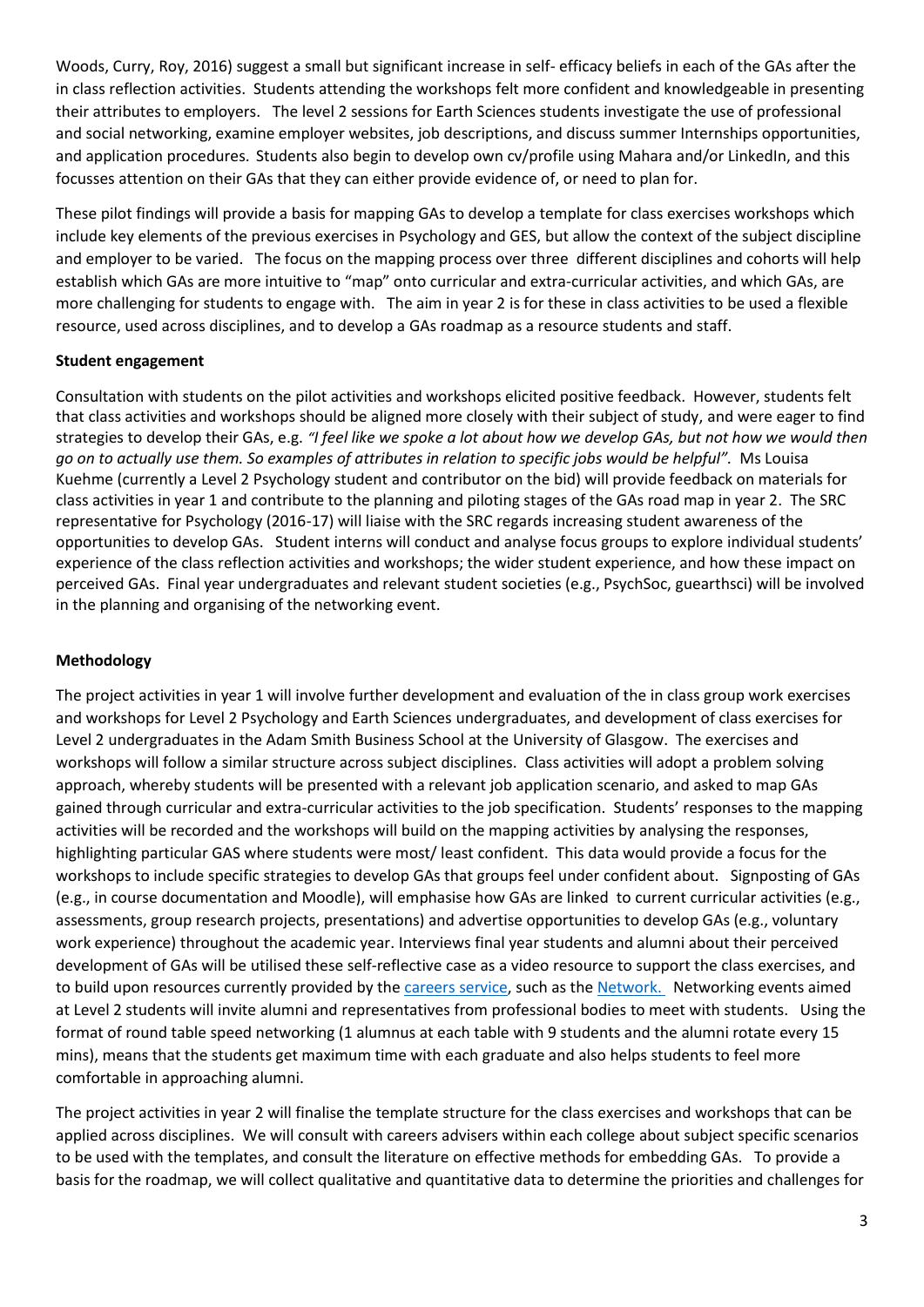Woods, Curry, Roy, 2016) suggest a small but significant increase in self- efficacy beliefs in each of the GAs after the in class reflection activities. Students attending the workshops felt more confident and knowledgeable in presenting their attributes to employers. The level 2 sessions for Earth Sciences students investigate the use of professional and social networking, examine employer websites, job descriptions, and discuss summer Internships opportunities, and application procedures. Students also begin to develop own cv/profile using Mahara and/or LinkedIn, and this focusses attention on their GAs that they can either provide evidence of, or need to plan for.

These pilot findings will provide a basis for mapping GAs to develop a template for class exercises workshops which include key elements of the previous exercises in Psychology and GES, but allow the context of the subject discipline and employer to be varied. The focus on the mapping process over three different disciplines and cohorts will help establish which GAs are more intuitive to "map" onto curricular and extra-curricular activities, and which GAs, are more challenging for students to engage with. The aim in year 2 is for these in class activities to be used a flexible resource, used across disciplines, and to develop a GAs roadmap as a resource students and staff.

**Student engagement**

Consultation with students on the pilot activities and workshops elicited positive feedback. However, students felt that class activities and workshops should be aligned more closely with their subject of study, and were eager to find strategies to develop their GAs, e.g. *"I feel like we spoke a lot about how we develop GAs, but not how we would then go on to actually use them. So examples of attributes in relation to specific jobs would be helpful".* Ms Louisa Kuehme (currently a Level 2 Psychology student and contributor on the bid) will provide feedback on materials for class activities in year 1 and contribute to the planning and piloting stages of the GAs road map in year 2. The SRC representative for Psychology (2016-17) will liaise with the SRC regards increasing student awareness of the opportunities to develop GAs. Student interns will conduct and analyse focus groups to explore individual students' experience of the class reflection activities and workshops; the wider student experience, and how these impact on perceived GAs. Final year undergraduates and relevant student societies (e.g., PsychSoc, guearthsci) will be involved in the planning and organising of the networking event.

**Methodology**

The project activities in year 1 will involve further development and evaluation of the in class group work exercises and workshops for Level 2 Psychology and Earth Sciences undergraduates, and development of class exercises for Level 2 undergraduates in the Adam Smith Business School at the University of Glasgow. The exercises and workshops will follow a similar structure across subject disciplines. Class activities will adopt a problem solving approach, whereby students will be presented with a relevant job application scenario, and asked to map GAs gained through curricular and extra-curricular activities to the job specification. Students' responses to the mapping activities will be recorded and the workshops will build on the mapping activities by analysing the responses, highlighting particular GAS where students were most/ least confident. This data would provide a focus for the workshops to include specific strategies to develop GAs that groups feel under confident about. Signposting of GAs (e.g., in course documentation and Moodle), will emphasise how GAs are linked to current curricular activities (e.g., assessments, group research projects, presentations) and advertise opportunities to develop GAs (e.g., voluntary work experience) throughout the academic year. Interviews final year students and alumni about their perceived development of GAs will be utilised these self-reflective case as a video resource to support the class exercises, and to build upon resources currently provided by the careers service, such as the Network. Networking events aimed at Level 2 students will invite alumni and representatives from professional bodies to meet with students. Using the format of round table speed networking (1 alumnus at each table with 9 students and the alumni rotate every 15 mins), means that the students get maximum time with each graduate and also helps students to feel more comfortable in approaching alumni.

The project activities in year 2 will finalise the template structure for the class exercises and workshops that can be applied across disciplines. We will consult with careers advisers within each college about subject specific scenarios to be used with the templates, and consult the literature on effective methods for embedding GAs. To provide a basis for the roadmap, we will collect qualitative and quantitative data to determine the priorities and challenges for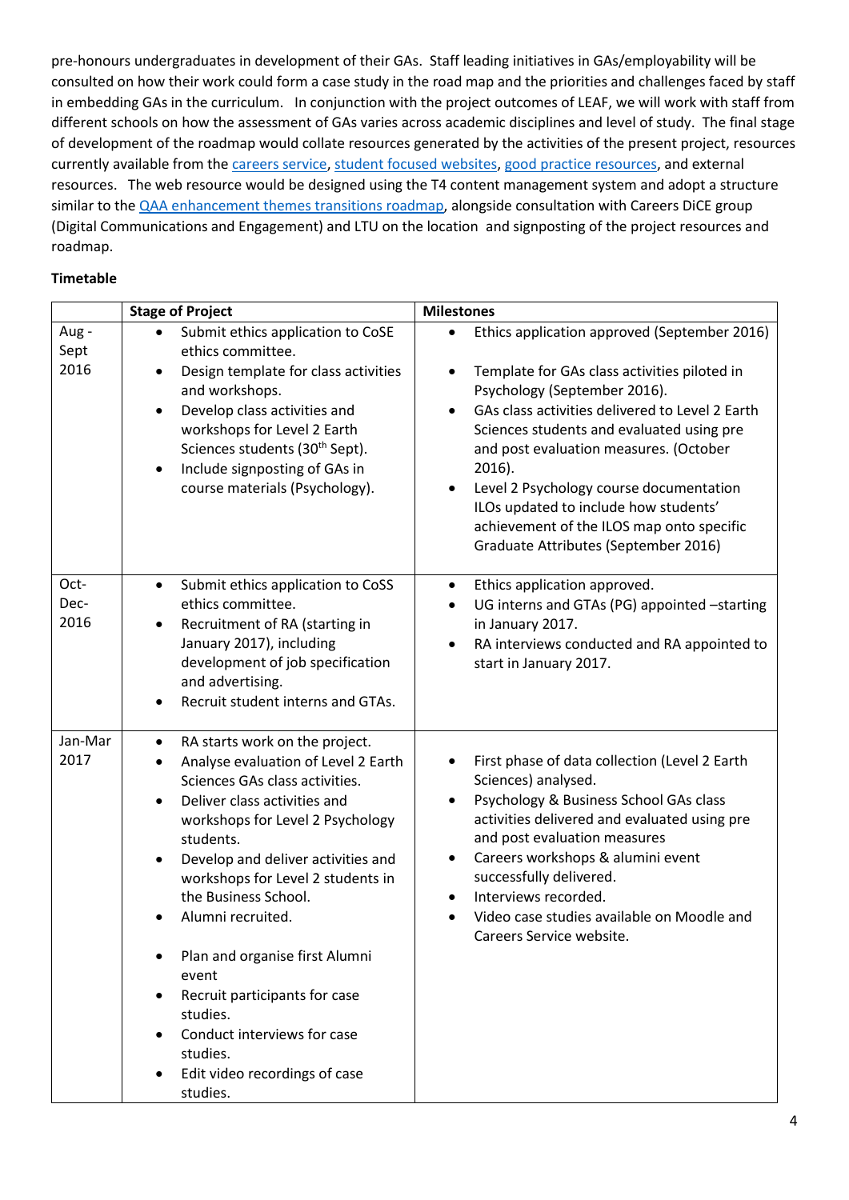pre-honours undergraduates in development of their GAs. Staff leading initiatives in GAs/employability will be consulted on how their work could form a case study in the road map and the priorities and challenges faced by staff in embedding GAs in the curriculum. In conjunction with the project outcomes of LEAF, we will work with staff from different schools on how the assessment of GAs varies across academic disciplines and level of study. The final stage of development of the roadmap would collate resources generated by the activities of the present project, resources currently available from the careers service, student focused websites, good practice resources, and external resources. The web resource would be designed using the T4 content management system and adopt a structure similar to the QAA enhancement themes transitions roadmap, alongside consultation with Careers DiCE group (Digital Communications and Engagement) and LTU on the location and signposting of the project resources and roadmap.

**Timetable**

| | Stage of Project | Milestones |
|---|---|---|
| Aug - Sept 2016 | • Submit ethics application to CoSE ethics committee.<br>• Design template for class activities and workshops.<br>• Develop class activities and workshops for Level 2 Earth Sciences students (30th Sept).<br>• Include signposting of GAs in course materials (Psychology). | • Ethics application approved (September 2016)<br>• Template for GAs class activities piloted in Psychology (September 2016).<br>• GAs class activities delivered to Level 2 Earth Sciences students and evaluated using pre and post evaluation measures. (October 2016).<br>• Level 2 Psychology course documentation ILOs updated to include how students' achievement of the ILOS map onto specific Graduate Attributes (September 2016) |
| Oct-Dec-2016 | • Submit ethics application to CoSS ethics committee.<br>• Recruitment of RA (starting in January 2017), including development of job specification and advertising.<br>• Recruit student interns and GTAs. | • Ethics application approved.<br>• UG interns and GTAs (PG) appointed –starting in January 2017.<br>• RA interviews conducted and RA appointed to start in January 2017. |
| Jan-Mar 2017 | • RA starts work on the project.<br>• Analyse evaluation of Level 2 Earth Sciences GAs class activities.<br>• Deliver class activities and workshops for Level 2 Psychology students.<br>• Develop and deliver activities and workshops for Level 2 students in the Business School.<br>• Alumni recruited.<br>• Plan and organise first Alumni event<br>• Recruit participants for case studies.<br>• Conduct interviews for case studies.<br>• Edit video recordings of case studies. | • First phase of data collection (Level 2 Earth Sciences) analysed.<br>• Psychology & Business School GAs class activities delivered and evaluated using pre and post evaluation measures<br>• Careers workshops & alumini event successfully delivered.<br>• Interviews recorded.<br>• Video case studies available on Moodle and Careers Service website. |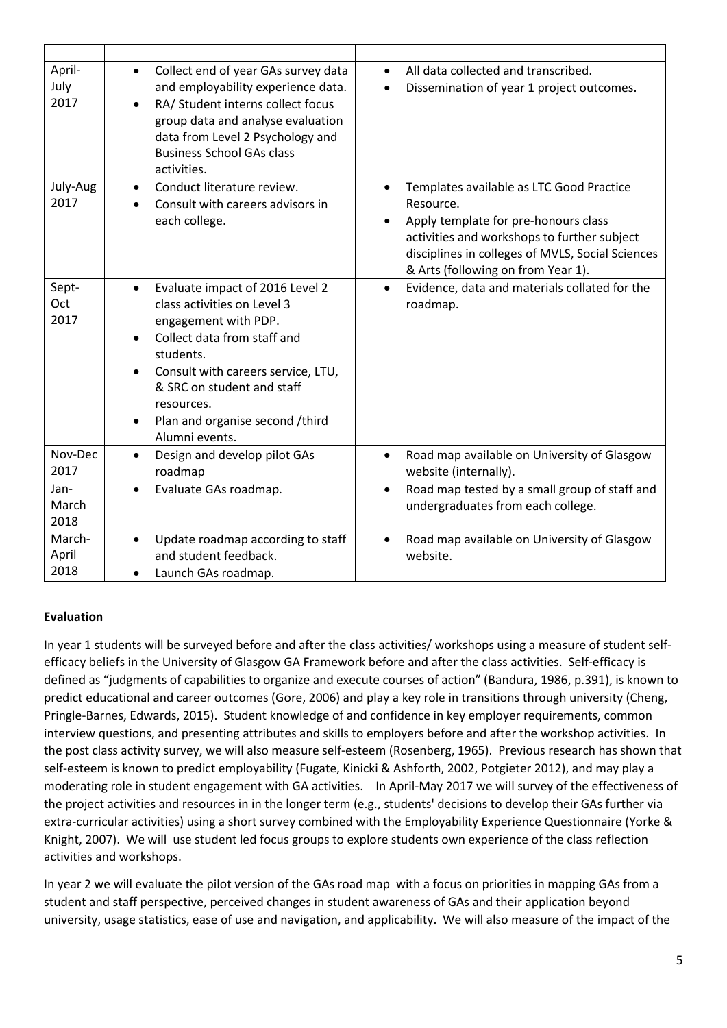| | | |
|---|---|---|
| April-July 2017 | • Collect end of year GAs survey data and employability experience data.<br>• RA/ Student interns collect focus group data and analyse evaluation data from Level 2 Psychology and Business School GAs class activities. | • All data collected and transcribed.<br>• Dissemination of year 1 project outcomes. |
| July-Aug 2017 | • Conduct literature review.<br>• Consult with careers advisors in each college. | • Templates available as LTC Good Practice Resource.<br>• Apply template for pre-honours class activities and workshops to further subject disciplines in colleges of MVLS, Social Sciences & Arts (following on from Year 1). |
| Sept-Oct 2017 | • Evaluate impact of 2016 Level 2 class activities on Level 3 engagement with PDP.<br>• Collect data from staff and students.<br>• Consult with careers service, LTU, & SRC on student and staff resources.<br>• Plan and organise second /third Alumni events. | • Evidence, data and materials collated for the roadmap. |
| Nov-Dec 2017 | • Design and develop pilot GAs roadmap | • Road map available on University of Glasgow website (internally). |
| Jan-March 2018 | • Evaluate GAs roadmap. | • Road map tested by a small group of staff and undergraduates from each college. |
| March-April 2018 | • Update roadmap according to staff and student feedback.<br>• Launch GAs roadmap. | • Road map available on University of Glasgow website. |

**Evaluation**

In year 1 students will be surveyed before and after the class activities/ workshops using a measure of student self-efficacy beliefs in the University of Glasgow GA Framework before and after the class activities. Self-efficacy is defined as "judgments of capabilities to organize and execute courses of action" (Bandura, 1986, p.391), is known to predict educational and career outcomes (Gore, 2006) and play a key role in transitions through university (Cheng, Pringle-Barnes, Edwards, 2015). Student knowledge of and confidence in key employer requirements, common interview questions, and presenting attributes and skills to employers before and after the workshop activities. In the post class activity survey, we will also measure self-esteem (Rosenberg, 1965). Previous research has shown that self-esteem is known to predict employability (Fugate, Kinicki & Ashforth, 2002, Potgieter 2012), and may play a moderating role in student engagement with GA activities. In April-May 2017 we will survey of the effectiveness of the project activities and resources in in the longer term (e.g., students' decisions to develop their GAs further via extra-curricular activities) using a short survey combined with the Employability Experience Questionnaire (Yorke & Knight, 2007). We will use student led focus groups to explore students own experience of the class reflection activities and workshops.

In year 2 we will evaluate the pilot version of the GAs road map with a focus on priorities in mapping GAs from a student and staff perspective, perceived changes in student awareness of GAs and their application beyond university, usage statistics, ease of use and navigation, and applicability. We will also measure of the impact of the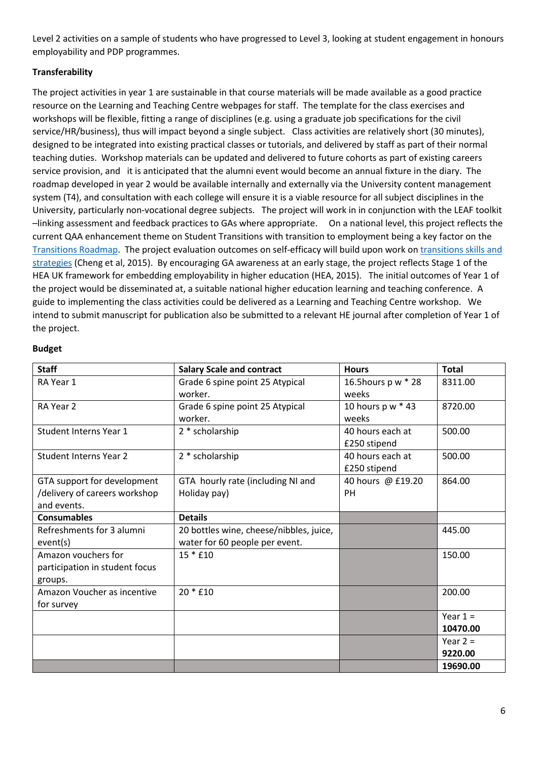Level 2 activities on a sample of students who have progressed to Level 3, looking at student engagement in honours employability and PDP programmes.

**Transferability**

The project activities in year 1 are sustainable in that course materials will be made available as a good practice resource on the Learning and Teaching Centre webpages for staff. The template for the class exercises and workshops will be flexible, fitting a range of disciplines (e.g. using a graduate job specifications for the civil service/HR/business), thus will impact beyond a single subject. Class activities are relatively short (30 minutes), designed to be integrated into existing practical classes or tutorials, and delivered by staff as part of their normal teaching duties. Workshop materials can be updated and delivered to future cohorts as part of existing careers service provision, and it is anticipated that the alumni event would become an annual fixture in the diary. The roadmap developed in year 2 would be available internally and externally via the University content management system (T4), and consultation with each college will ensure it is a viable resource for all subject disciplines in the University, particularly non-vocational degree subjects. The project will work in in conjunction with the LEAF toolkit –linking assessment and feedback practices to GAs where appropriate. On a national level, this project reflects the current QAA enhancement theme on Student Transitions with transition to employment being a key factor on the Transitions Roadmap. The project evaluation outcomes on self-efficacy will build upon work on transitions skills and strategies (Cheng et al, 2015). By encouraging GA awareness at an early stage, the project reflects Stage 1 of the HEA UK framework for embedding employability in higher education (HEA, 2015). The initial outcomes of Year 1 of the project would be disseminated at, a suitable national higher education learning and teaching conference. A guide to implementing the class activities could be delivered as a Learning and Teaching Centre workshop. We intend to submit manuscript for publication also be submitted to a relevant HE journal after completion of Year 1 of the project.

**Budget**

| **Staff** | **Salary Scale and contract** | **Hours** | **Total** |
|---|---|---|---|
| RA Year 1 | Grade 6 spine point 25 Atypical worker. | 16.5hours p w * 28 weeks | 8311.00 |
| RA Year 2 | Grade 6 spine point 25 Atypical worker. | 10 hours p w * 43 weeks | 8720.00 |
| Student Interns Year 1 | 2 * scholarship | 40 hours each at £250 stipend | 500.00 |
| Student Interns Year 2 | 2 * scholarship | 40 hours each at £250 stipend | 500.00 |
| GTA support for development /delivery of careers workshop and events. | GTA hourly rate (including NI and Holiday pay) | 40 hours @ £19.20 PH | 864.00 |
| **Consumables** | **Details** | | |
| Refreshments for 3 alumni event(s) | 20 bottles wine, cheese/nibbles, juice, water for 60 people per event. | | 445.00 |
| Amazon vouchers for participation in student focus groups. | 15 * £10 | | 150.00 |
| Amazon Voucher as incentive for survey | 20 * £10 | | 200.00 |
| | | | Year 1 = **10470.00** |
| | | | Year 2 = **9220.00** |
| | | | **19690.00** |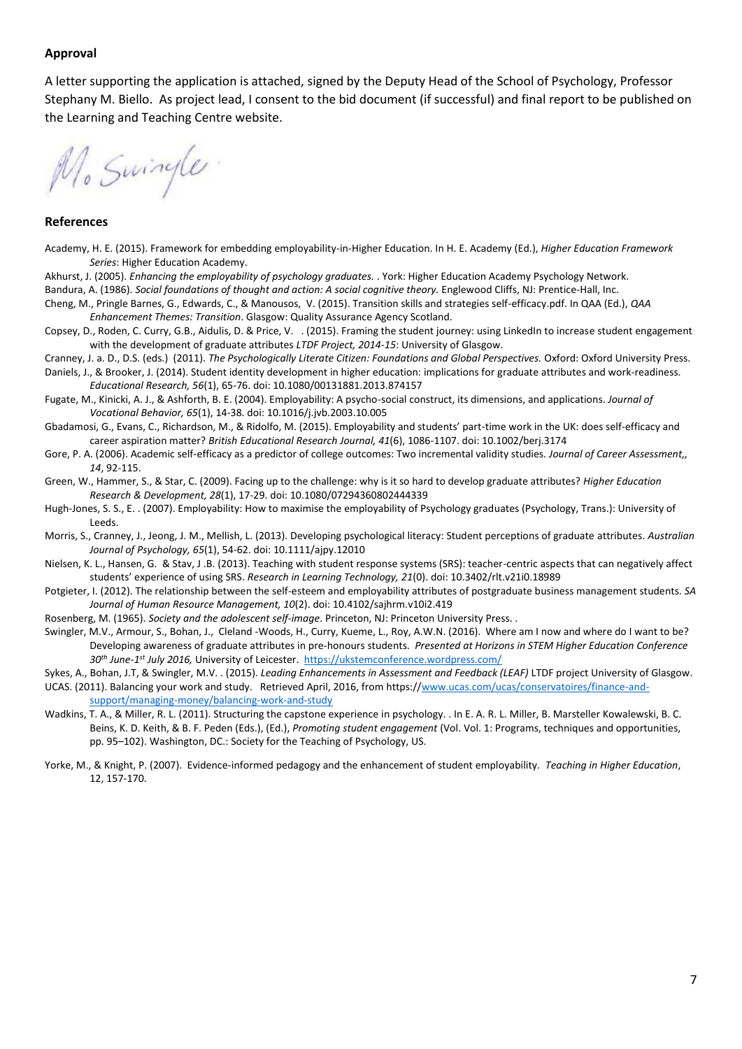**Approval**

A letter supporting the application is attached, signed by the Deputy Head of the School of Psychology, Professor Stephany M. Biello. As project lead, I consent to the bid document (if successful) and final report to be published on the Learning and Teaching Centre website.

M. Swingler.

**References**

Academy, H. E. (2015). Framework for embedding employability-in-Higher Education. In H. E. Academy (Ed.), *Higher Education Framework Series*: Higher Education Academy.

Akhurst, J. (2005). *Enhancing the employability of psychology graduates.* . York: Higher Education Academy Psychology Network.

Bandura, A. (1986). *Social foundations of thought and action: A social cognitive theory.* Englewood Cliffs, NJ: Prentice-Hall, Inc.

Cheng, M., Pringle Barnes, G., Edwards, C., & Manousos, V. (2015). Transition skills and strategies self-efficacy.pdf. In QAA (Ed.), *QAA Enhancement Themes: Transition*. Glasgow: Quality Assurance Agency Scotland.

Copsey, D., Roden, C. Curry, G.B., Aidulis, D. & Price, V. . (2015). Framing the student journey: using LinkedIn to increase student engagement with the development of graduate attributes *LTDF Project, 2014-15*: University of Glasgow.

Cranney, J. a. D., D.S. (eds.) (2011). *The Psychologically Literate Citizen: Foundations and Global Perspectives.* Oxford: Oxford University Press.

Daniels, J., & Brooker, J. (2014). Student identity development in higher education: implications for graduate attributes and work-readiness. *Educational Research, 56*(1), 65-76. doi: 10.1080/00131881.2013.874157

Fugate, M., Kinicki, A. J., & Ashforth, B. E. (2004). Employability: A psycho-social construct, its dimensions, and applications. *Journal of Vocational Behavior, 65*(1), 14-38. doi: 10.1016/j.jvb.2003.10.005

Gbadamosi, G., Evans, C., Richardson, M., & Ridolfo, M. (2015). Employability and students' part-time work in the UK: does self-efficacy and career aspiration matter? *British Educational Research Journal, 41*(6), 1086-1107. doi: 10.1002/berj.3174

Gore, P. A. (2006). Academic self-efficacy as a predictor of college outcomes: Two incremental validity studies. *Journal of Career Assessment,, 14*, 92-115.

Green, W., Hammer, S., & Star, C. (2009). Facing up to the challenge: why is it so hard to develop graduate attributes? *Higher Education Research & Development, 28*(1), 17-29. doi: 10.1080/07294360802444339

Hugh-Jones, S. S., E. . (2007). Employability: How to maximise the employability of Psychology graduates (Psychology, Trans.): University of Leeds.

Morris, S., Cranney, J., Jeong, J. M., Mellish, L. (2013). Developing psychological literacy: Student perceptions of graduate attributes. *Australian Journal of Psychology, 65*(1), 54-62. doi: 10.1111/ajpy.12010

Nielsen, K. L., Hansen, G. & Stav, J .B. (2013). Teaching with student response systems (SRS): teacher-centric aspects that can negatively affect students' experience of using SRS. *Research in Learning Technology, 21*(0). doi: 10.3402/rlt.v21i0.18989

Potgieter, I. (2012). The relationship between the self-esteem and employability attributes of postgraduate business management students. *SA Journal of Human Resource Management, 10*(2). doi: 10.4102/sajhrm.v10i2.419

Rosenberg, M. (1965). *Society and the adolescent self-image*. Princeton, NJ: Princeton University Press. .

Swingler, M.V., Armour, S., Bohan, J., Cleland -Woods, H., Curry, Kueme, L., Roy, A.W.N. (2016). Where am I now and where do I want to be? Developing awareness of graduate attributes in pre-honours students. *Presented at Horizons in STEM Higher Education Conference 30th June-1st July 2016,* University of Leicester. https://ukstemconference.wordpress.com/

Sykes, A., Bohan, J.T, & Swingler, M.V. . (2015). *Leading Enhancements in Assessment and Feedback (LEAF)* LTDF project University of Glasgow.

UCAS. (2011). Balancing your work and study. Retrieved April, 2016, from https://www.ucas.com/ucas/conservatoires/finance-and-support/managing-money/balancing-work-and-study

Wadkins, T. A., & Miller, R. L. (2011). Structuring the capstone experience in psychology. . In E. A. R. L. Miller, B. Marsteller Kowalewski, B. C. Beins, K. D. Keith, & B. F. Peden (Eds.), (Ed.), *Promoting student engagement* (Vol. Vol. 1: Programs, techniques and opportunities, pp. 95–102). Washington, DC.: Society for the Teaching of Psychology, US.

Yorke, M., & Knight, P. (2007). Evidence-informed pedagogy and the enhancement of student employability. *Teaching in Higher Education*, 12, 157-170.